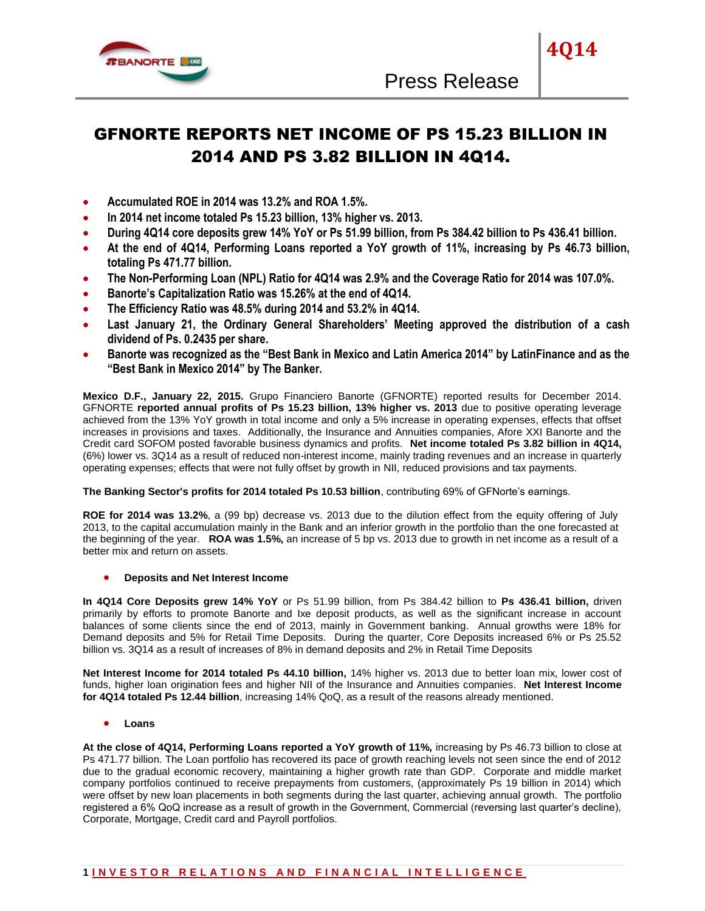# GFNORTE REPORTS NET INCOME OF PS 15.23 BILLION IN 2014 AND PS 3.82 BILLION IN 4Q14.

- **Accumulated ROE in 2014 was 13.2% and ROA 1.5%.**
- **In 2014 net income totaled Ps 15.23 billion, 13% higher vs. 2013.**
- **During 4Q14 core deposits grew 14% YoY or Ps 51.99 billion, from Ps 384.42 billion to Ps 436.41 billion.**
- **At the end of 4Q14, Performing Loans reported a YoY growth of 11%, increasing by Ps 46.73 billion, totaling Ps 471.77 billion.**
- **The Non-Performing Loan (NPL) Ratio for 4Q14 was 2.9% and the Coverage Ratio for 2014 was 107.0%.**
- **Banorte's Capitalization Ratio was 15.26% at the end of 4Q14.**
- **The Efficiency Ratio was 48.5% during 2014 and 53.2% in 4Q14.**
- **Last January 21, the Ordinary General Shareholders' Meeting approved the distribution of a cash dividend of Ps. 0.2435 per share.**
- **Banorte was recognized as the "Best Bank in Mexico and Latin America 2014" by LatinFinance and as the "Best Bank in Mexico 2014" by The Banker.**

**Mexico D.F., January 22, 2015.** Grupo Financiero Banorte (GFNORTE) reported results for December 2014. GFNORTE **reported annual profits of Ps 15.23 billion, 13% higher vs. 2013** due to positive operating leverage achieved from the 13% YoY growth in total income and only a 5% increase in operating expenses, effects that offset increases in provisions and taxes. Additionally, the Insurance and Annuities companies, Afore XXI Banorte and the Credit card SOFOM posted favorable business dynamics and profits. **Net income totaled Ps 3.82 billion in 4Q14,** (6%) lower vs. 3Q14 as a result of reduced non-interest income, mainly trading revenues and an increase in quarterly operating expenses; effects that were not fully offset by growth in NII, reduced provisions and tax payments.

**The Banking Sector's profits for 2014 totaled Ps 10.53 billion**, contributing 69% of GFNorte's earnings.

**ROE for 2014 was 13.2%**, a (99 bp) decrease vs. 2013 due to the dilution effect from the equity offering of July 2013, to the capital accumulation mainly in the Bank and an inferior growth in the portfolio than the one forecasted at the beginning of the year. **ROA was 1.5%,** an increase of 5 bp vs. 2013 due to growth in net income as a result of a better mix and return on assets.

- **Deposits and Net Interest Income**

**In 4Q14 Core Deposits grew 14% YoY** or Ps 51.99 billion, from Ps 384.42 billion to **Ps 436.41 billion,** driven primarily by efforts to promote Banorte and Ixe deposit products, as well as the significant increase in account balances of some clients since the end of 2013, mainly in Government banking. Annual growths were 18% for Demand deposits and 5% for Retail Time Deposits. During the quarter, Core Deposits increased 6% or Ps 25.52 billion vs. 3Q14 as a result of increases of 8% in demand deposits and 2% in Retail Time Deposits

**Net Interest Income for 2014 totaled Ps 44.10 billion,** 14% higher vs. 2013 due to better loan mix, lower cost of funds, higher loan origination fees and higher NII of the Insurance and Annuities companies. **Net Interest Income for 4Q14 totaled Ps 12.44 billion**, increasing 14% QoQ, as a result of the reasons already mentioned.

- **Loans**

**At the close of 4Q14, Performing Loans reported a YoY growth of 11%,** increasing by Ps 46.73 billion to close at Ps 471.77 billion. The Loan portfolio has recovered its pace of growth reaching levels not seen since the end of 2012 due to the gradual economic recovery, maintaining a higher growth rate than GDP. Corporate and middle market company portfolios continued to receive prepayments from customers, (approximately Ps 19 billion in 2014) which were offset by new loan placements in both segments during the last quarter, achieving annual growth. The portfolio registered a 6% QoQ increase as a result of growth in the Government, Commercial (reversing last quarter's decline), Corporate, Mortgage, Credit card and Payroll portfolios.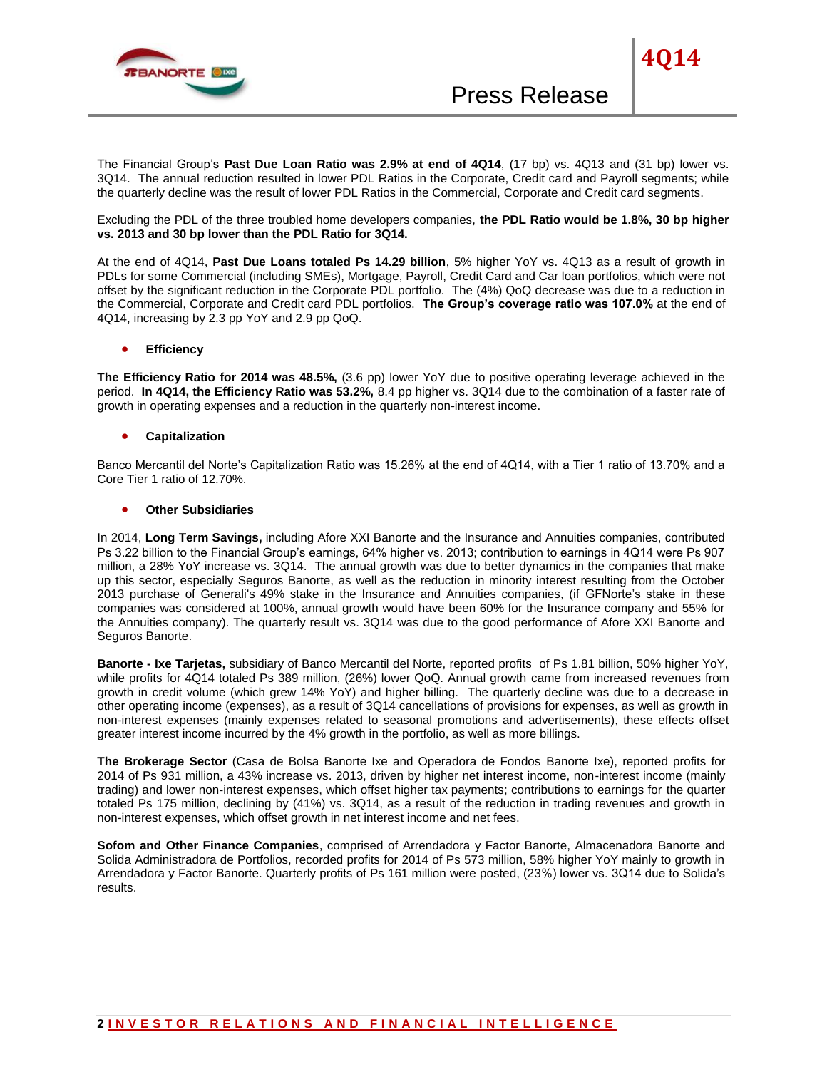The Financial Group's **Past Due Loan Ratio was 2.9% at end of 4Q14**, (17 bp) vs. 4Q13 and (31 bp) lower vs. 3Q14. The annual reduction resulted in lower PDL Ratios in the Corporate, Credit card and Payroll segments; while the quarterly decline was the result of lower PDL Ratios in the Commercial, Corporate and Credit card segments.

Excluding the PDL of the three troubled home developers companies, **the PDL Ratio would be 1.8%, 30 bp higher vs. 2013 and 30 bp lower than the PDL Ratio for 3Q14.**

At the end of 4Q14, **Past Due Loans totaled Ps 14.29 billion**, 5% higher YoY vs. 4Q13 as a result of growth in PDLs for some Commercial (including SMEs), Mortgage, Payroll, Credit Card and Car loan portfolios, which were not offset by the significant reduction in the Corporate PDL portfolio. The (4%) QoQ decrease was due to a reduction in the Commercial, Corporate and Credit card PDL portfolios. **The Group's coverage ratio was 107.0%** at the end of 4Q14, increasing by 2.3 pp YoY and 2.9 pp QoQ.

- **Efficiency**

**The Efficiency Ratio for 2014 was 48.5%,** (3.6 pp) lower YoY due to positive operating leverage achieved in the period. **In 4Q14, the Efficiency Ratio was 53.2%,** 8.4 pp higher vs. 3Q14 due to the combination of a faster rate of growth in operating expenses and a reduction in the quarterly non-interest income.

- **Capitalization**

Banco Mercantil del Norte's Capitalization Ratio was 15.26% at the end of 4Q14, with a Tier 1 ratio of 13.70% and a Core Tier 1 ratio of 12.70%.

- **Other Subsidiaries**

In 2014, **Long Term Savings,** including Afore XXI Banorte and the Insurance and Annuities companies, contributed Ps 3.22 billion to the Financial Group's earnings, 64% higher vs. 2013; contribution to earnings in 4Q14 were Ps 907 million, a 28% YoY increase vs. 3Q14. The annual growth was due to better dynamics in the companies that make up this sector, especially Seguros Banorte, as well as the reduction in minority interest resulting from the October 2013 purchase of Generali's 49% stake in the Insurance and Annuities companies, (if GFNorte's stake in these companies was considered at 100%, annual growth would have been 60% for the Insurance company and 55% for the Annuities company). The quarterly result vs. 3Q14 was due to the good performance of Afore XXI Banorte and Seguros Banorte.

**Banorte - Ixe Tarjetas,** subsidiary of Banco Mercantil del Norte, reported profits of Ps 1.81 billion, 50% higher YoY, while profits for 4Q14 totaled Ps 389 million, (26%) lower QoQ. Annual growth came from increased revenues from growth in credit volume (which grew 14% YoY) and higher billing. The quarterly decline was due to a decrease in other operating income (expenses), as a result of 3Q14 cancellations of provisions for expenses, as well as growth in non-interest expenses (mainly expenses related to seasonal promotions and advertisements), these effects offset greater interest income incurred by the 4% growth in the portfolio, as well as more billings.

**The Brokerage Sector** (Casa de Bolsa Banorte Ixe and Operadora de Fondos Banorte Ixe), reported profits for 2014 of Ps 931 million, a 43% increase vs. 2013, driven by higher net interest income, non-interest income (mainly trading) and lower non-interest expenses, which offset higher tax payments; contributions to earnings for the quarter totaled Ps 175 million, declining by (41%) vs. 3Q14, as a result of the reduction in trading revenues and growth in non-interest expenses, which offset growth in net interest income and net fees.

**Sofom and Other Finance Companies**, comprised of Arrendadora y Factor Banorte, Almacenadora Banorte and Solida Administradora de Portfolios, recorded profits for 2014 of Ps 573 million, 58% higher YoY mainly to growth in Arrendadora y Factor Banorte. Quarterly profits of Ps 161 million were posted, (23%) lower vs. 3Q14 due to Solida's results.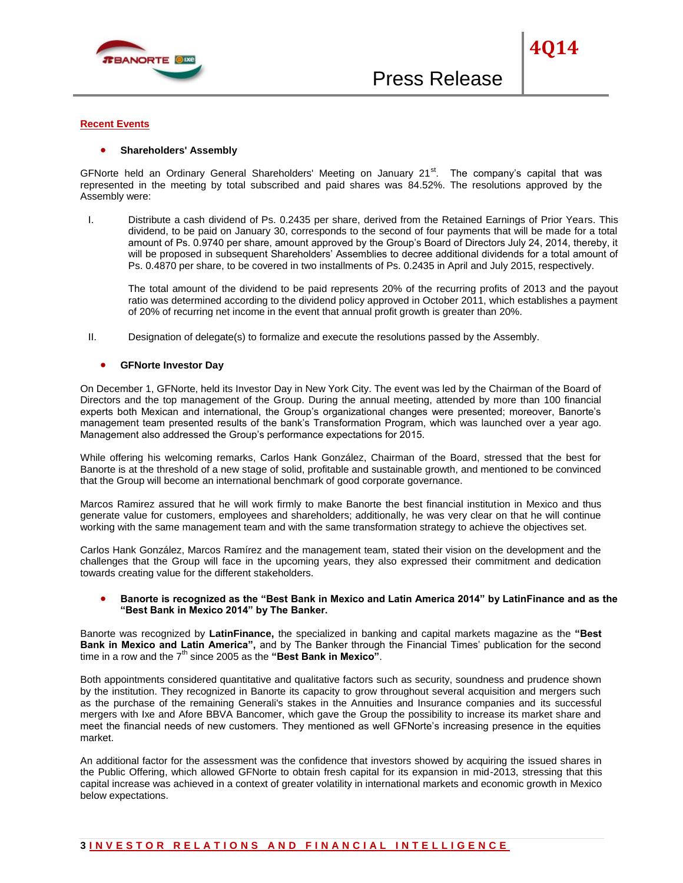## Recent Events

- **Shareholders' Assembly**

GFNorte held an Ordinary General Shareholders' Meeting on January 21st. The company's capital that was represented in the meeting by total subscribed and paid shares was 84.52%. The resolutions approved by the Assembly were:

I. Distribute a cash dividend of Ps. 0.2435 per share, derived from the Retained Earnings of Prior Years. This dividend, to be paid on January 30, corresponds to the second of four payments that will be made for a total amount of Ps. 0.9740 per share, amount approved by the Group's Board of Directors July 24, 2014, thereby, it will be proposed in subsequent Shareholders' Assemblies to decree additional dividends for a total amount of Ps. 0.4870 per share, to be covered in two installments of Ps. 0.2435 in April and July 2015, respectively.

   The total amount of the dividend to be paid represents 20% of the recurring profits of 2013 and the payout ratio was determined according to the dividend policy approved in October 2011, which establishes a payment of 20% of recurring net income in the event that annual profit growth is greater than 20%.

II. Designation of delegate(s) to formalize and execute the resolutions passed by the Assembly.

- **GFNorte Investor Day**

On December 1, GFNorte, held its Investor Day in New York City. The event was led by the Chairman of the Board of Directors and the top management of the Group. During the annual meeting, attended by more than 100 financial experts both Mexican and international, the Group's organizational changes were presented; moreover, Banorte's management team presented results of the bank's Transformation Program, which was launched over a year ago. Management also addressed the Group's performance expectations for 2015.

While offering his welcoming remarks, Carlos Hank González, Chairman of the Board, stressed that the best for Banorte is at the threshold of a new stage of solid, profitable and sustainable growth, and mentioned to be convinced that the Group will become an international benchmark of good corporate governance.

Marcos Ramirez assured that he will work firmly to make Banorte the best financial institution in Mexico and thus generate value for customers, employees and shareholders; additionally, he was very clear on that he will continue working with the same management team and with the same transformation strategy to achieve the objectives set.

Carlos Hank González, Marcos Ramírez and the management team, stated their vision on the development and the challenges that the Group will face in the upcoming years, they also expressed their commitment and dedication towards creating value for the different stakeholders.

- **Banorte is recognized as the "Best Bank in Mexico and Latin America 2014" by LatinFinance and as the "Best Bank in Mexico 2014" by The Banker.**

Banorte was recognized by **LatinFinance,** the specialized in banking and capital markets magazine as the **"Best Bank in Mexico and Latin America",** and by The Banker through the Financial Times' publication for the second time in a row and the 7th since 2005 as the **"Best Bank in Mexico"**.

Both appointments considered quantitative and qualitative factors such as security, soundness and prudence shown by the institution. They recognized in Banorte its capacity to grow throughout several acquisition and mergers such as the purchase of the remaining Generali's stakes in the Annuities and Insurance companies and its successful mergers with Ixe and Afore BBVA Bancomer, which gave the Group the possibility to increase its market share and meet the financial needs of new customers. They mentioned as well GFNorte's increasing presence in the equities market.

An additional factor for the assessment was the confidence that investors showed by acquiring the issued shares in the Public Offering, which allowed GFNorte to obtain fresh capital for its expansion in mid-2013, stressing that this capital increase was achieved in a context of greater volatility in international markets and economic growth in Mexico below expectations.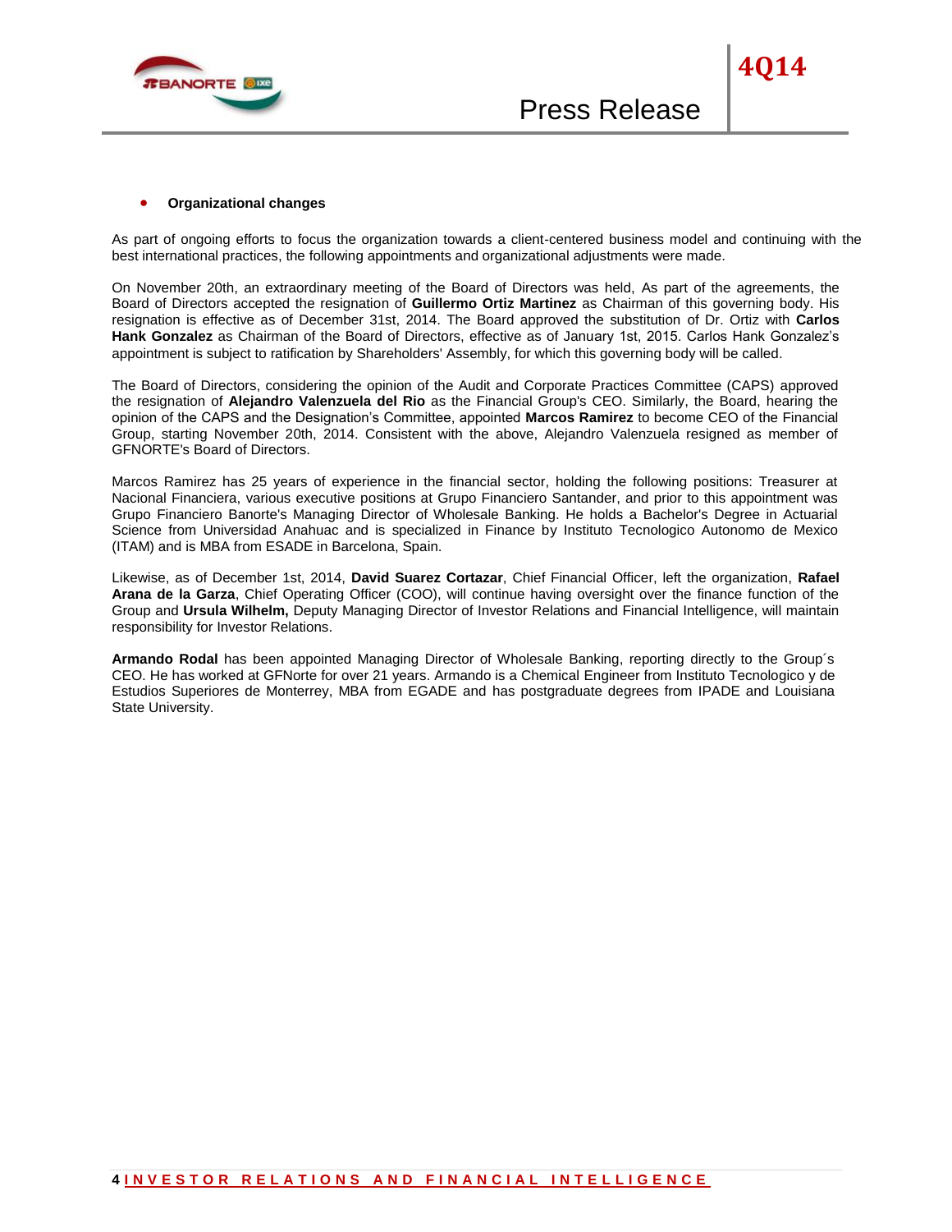- **Organizational changes**

As part of ongoing efforts to focus the organization towards a client-centered business model and continuing with the best international practices, the following appointments and organizational adjustments were made.

On November 20th, an extraordinary meeting of the Board of Directors was held, As part of the agreements, the Board of Directors accepted the resignation of **Guillermo Ortiz Martinez** as Chairman of this governing body. His resignation is effective as of December 31st, 2014. The Board approved the substitution of Dr. Ortiz with **Carlos Hank Gonzalez** as Chairman of the Board of Directors, effective as of January 1st, 2015. Carlos Hank Gonzalez's appointment is subject to ratification by Shareholders' Assembly, for which this governing body will be called.

The Board of Directors, considering the opinion of the Audit and Corporate Practices Committee (CAPS) approved the resignation of **Alejandro Valenzuela del Rio** as the Financial Group's CEO. Similarly, the Board, hearing the opinion of the CAPS and the Designation's Committee, appointed **Marcos Ramirez** to become CEO of the Financial Group, starting November 20th, 2014. Consistent with the above, Alejandro Valenzuela resigned as member of GFNORTE's Board of Directors.

Marcos Ramirez has 25 years of experience in the financial sector, holding the following positions: Treasurer at Nacional Financiera, various executive positions at Grupo Financiero Santander, and prior to this appointment was Grupo Financiero Banorte's Managing Director of Wholesale Banking. He holds a Bachelor's Degree in Actuarial Science from Universidad Anahuac and is specialized in Finance by Instituto Tecnologico Autonomo de Mexico (ITAM) and is MBA from ESADE in Barcelona, Spain.

Likewise, as of December 1st, 2014, **David Suarez Cortazar**, Chief Financial Officer, left the organization, **Rafael Arana de la Garza**, Chief Operating Officer (COO), will continue having oversight over the finance function of the Group and **Ursula Wilhelm,** Deputy Managing Director of Investor Relations and Financial Intelligence, will maintain responsibility for Investor Relations.

**Armando Rodal** has been appointed Managing Director of Wholesale Banking, reporting directly to the Group´s CEO. He has worked at GFNorte for over 21 years. Armando is a Chemical Engineer from Instituto Tecnologico y de Estudios Superiores de Monterrey, MBA from EGADE and has postgraduate degrees from IPADE and Louisiana State University.